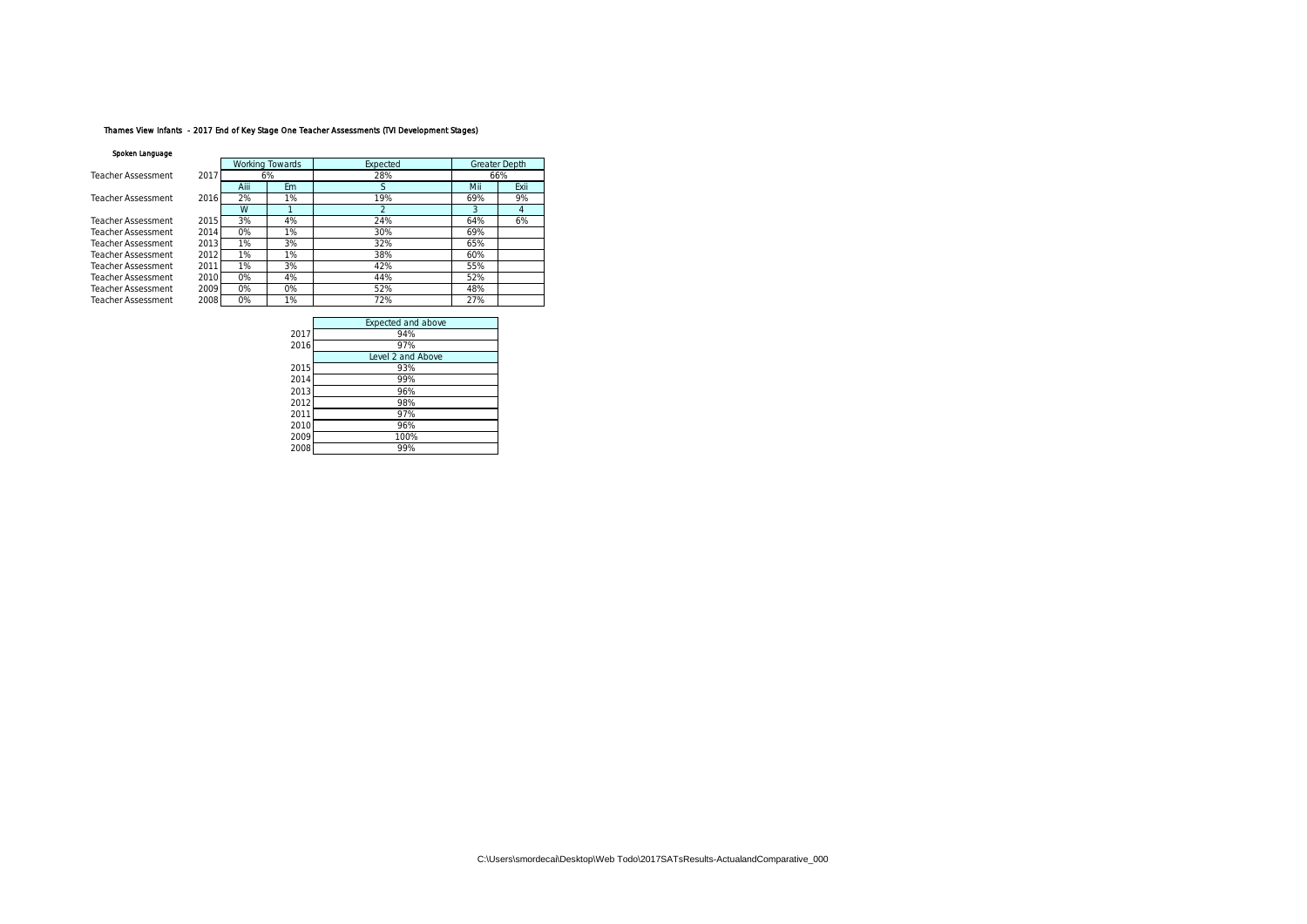**Thames View Infants - 2017 End of Key Stage One Teacher Assessments (TVI Development Stages)**

**Spoken Language**

| | | Working Towards | | Expected | Greater Depth | |
|---|---|---|---|---|---|---|
| Teacher Assessment | 2017 | 6% | | 28% | 66% | |
| | | Aiii | Em | S | Mii | Exii |
| Teacher Assessment | 2016 | 2% | 1% | 19% | 69% | 9% |
| | | W | 1 | 2 | 3 | 4 |
| Teacher Assessment | 2015 | 3% | 4% | 24% | 64% | 6% |
| Teacher Assessment | 2014 | 0% | 1% | 30% | 69% | |
| Teacher Assessment | 2013 | 1% | 3% | 32% | 65% | |
| Teacher Assessment | 2012 | 1% | 1% | 38% | 60% | |
| Teacher Assessment | 2011 | 1% | 3% | 42% | 55% | |
| Teacher Assessment | 2010 | 0% | 4% | 44% | 52% | |
| Teacher Assessment | 2009 | 0% | 0% | 52% | 48% | |
| Teacher Assessment | 2008 | 0% | 1% | 72% | 27% | |

| | Expected and above |
|---|---|
| 2017 | 94% |
| 2016 | 97% |
| | Level 2 and Above |
| 2015 | 93% |
| 2014 | 99% |
| 2013 | 96% |
| 2012 | 98% |
| 2011 | 97% |
| 2010 | 96% |
| 2009 | 100% |
| 2008 | 99% |

C:\Users\smordecai\Desktop\Web Todo\2017SATsResults-ActualandComparative_000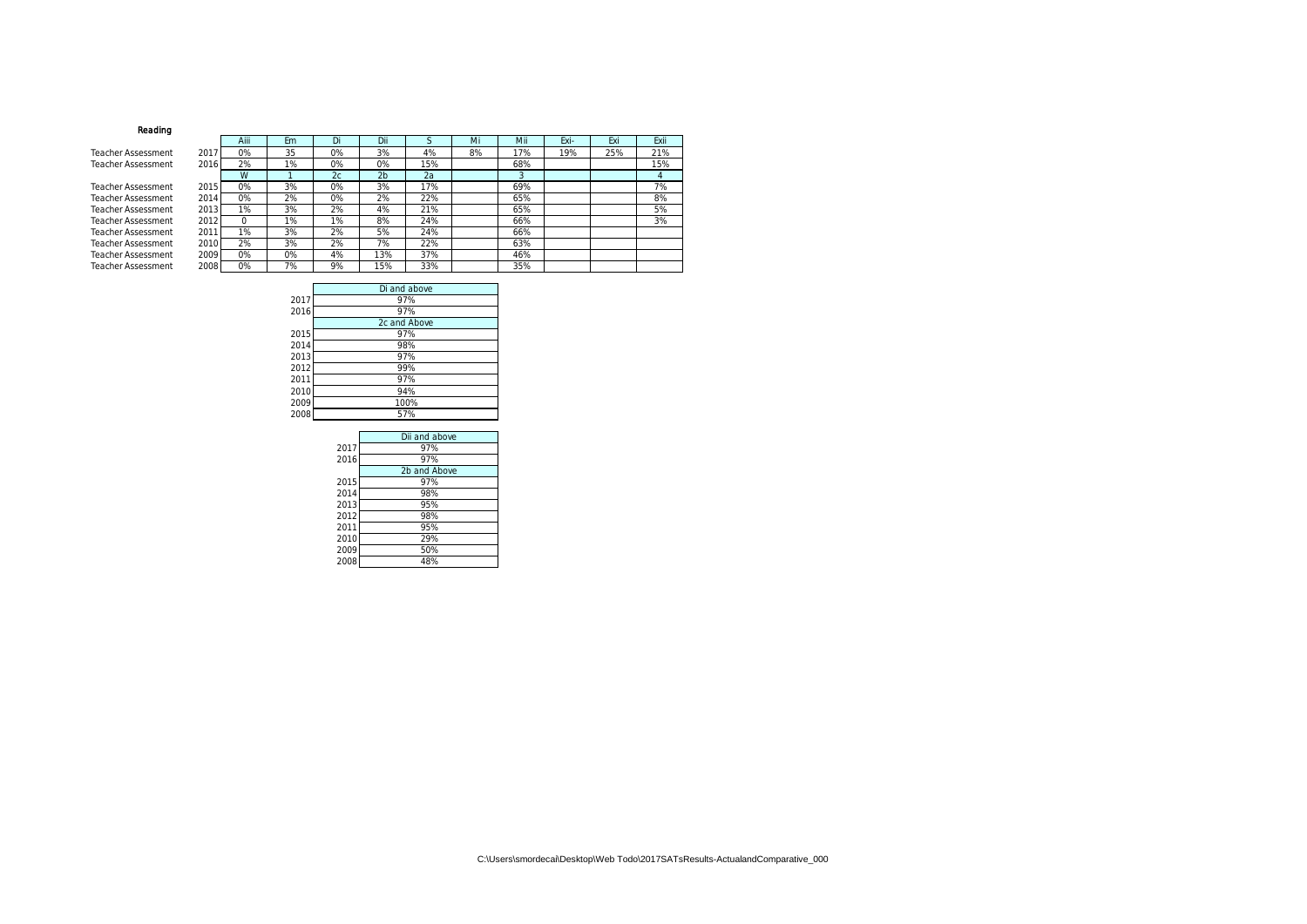**Reading**

| | | Aiii | Em | Di | Dii | S | Mi | Mii | Exi- | Exi | Exii |
|---|---|---|---|---|---|---|---|---|---|---|---|
| Teacher Assessment | 2017 | 0% | 35 | 0% | 3% | 4% | 8% | 17% | 19% | 25% | 21% |
| Teacher Assessment | 2016 | 2% | 1% | 0% | 0% | 15% | | 68% | | | 15% |
| | | W | 1 | 2c | 2b | 2a | | 3 | | | 4 |
| Teacher Assessment | 2015 | 0% | 3% | 0% | 3% | 17% | | 69% | | | 7% |
| Teacher Assessment | 2014 | 0% | 2% | 0% | 2% | 22% | | 65% | | | 8% |
| Teacher Assessment | 2013 | 1% | 3% | 2% | 4% | 21% | | 65% | | | 5% |
| Teacher Assessment | 2012 | 0 | 1% | 1% | 8% | 24% | | 66% | | | 3% |
| Teacher Assessment | 2011 | 1% | 3% | 2% | 5% | 24% | | 66% | | | |
| Teacher Assessment | 2010 | 2% | 3% | 2% | 7% | 22% | | 63% | | | |
| Teacher Assessment | 2009 | 0% | 0% | 4% | 13% | 37% | | 46% | | | |
| Teacher Assessment | 2008 | 0% | 7% | 9% | 15% | 33% | | 35% | | | |

| | Di and above |
|---|---|
| 2017 | 97% |
| 2016 | 97% |
| | 2c and Above |
| 2015 | 97% |
| 2014 | 98% |
| 2013 | 97% |
| 2012 | 99% |
| 2011 | 97% |
| 2010 | 94% |
| 2009 | 100% |
| 2008 | 57% |

| | Dii and above |
|---|---|
| 2017 | 97% |
| 2016 | 97% |
| | 2b and Above |
| 2015 | 97% |
| 2014 | 98% |
| 2013 | 95% |
| 2012 | 98% |
| 2011 | 95% |
| 2010 | 29% |
| 2009 | 50% |
| 2008 | 48% |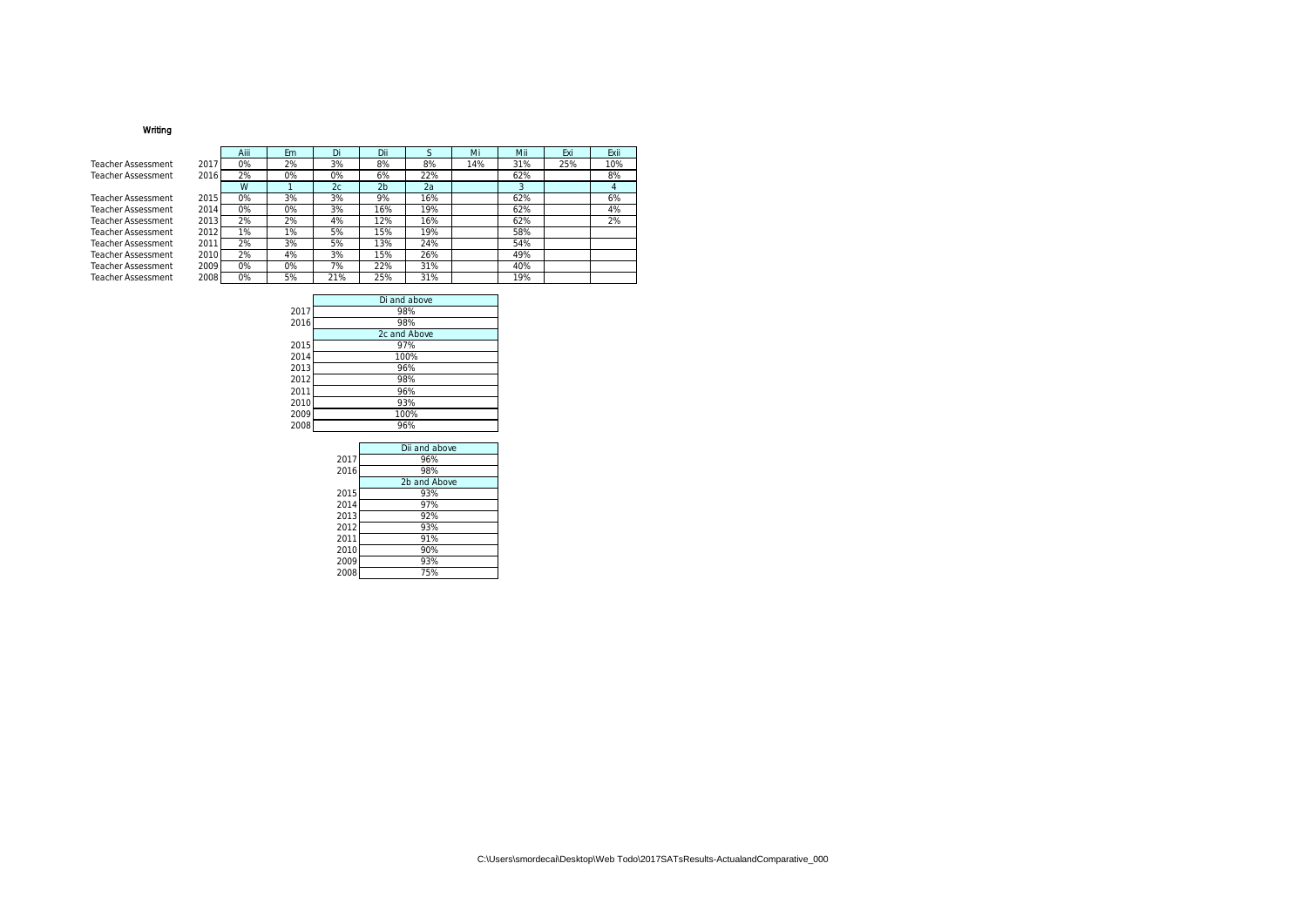**Writing**

| | | Aiii | Em | Di | Dii | S | Mi | Mii | Exi | Exii |
|---|---|---|---|---|---|---|---|---|---|---|
| Teacher Assessment | 2017 | 0% | 2% | 3% | 8% | 8% | 14% | 31% | 25% | 10% |
| Teacher Assessment | 2016 | 2% | 0% | 0% | 6% | 22% | | 62% | | 8% |
| | | W | 1 | 2c | 2b | 2a | | 3 | | 4 |
| Teacher Assessment | 2015 | 0% | 3% | 3% | 9% | 16% | | 62% | | 6% |
| Teacher Assessment | 2014 | 0% | 0% | 3% | 16% | 19% | | 62% | | 4% |
| Teacher Assessment | 2013 | 2% | 2% | 4% | 12% | 16% | | 62% | | 2% |
| Teacher Assessment | 2012 | 1% | 1% | 5% | 15% | 19% | | 58% | | |
| Teacher Assessment | 2011 | 2% | 3% | 5% | 13% | 24% | | 54% | | |
| Teacher Assessment | 2010 | 2% | 4% | 3% | 15% | 26% | | 49% | | |
| Teacher Assessment | 2009 | 0% | 0% | 7% | 22% | 31% | | 40% | | |
| Teacher Assessment | 2008 | 0% | 5% | 21% | 25% | 31% | | 19% | | |

| | Di and above |
|---|---|
| 2017 | 98% |
| 2016 | 98% |
| | 2c and Above |
| 2015 | 97% |
| 2014 | 100% |
| 2013 | 96% |
| 2012 | 98% |
| 2011 | 96% |
| 2010 | 93% |
| 2009 | 100% |
| 2008 | 96% |

| | Dii and above |
|---|---|
| 2017 | 96% |
| 2016 | 98% |
| | 2b and Above |
| 2015 | 93% |
| 2014 | 97% |
| 2013 | 92% |
| 2012 | 93% |
| 2011 | 91% |
| 2010 | 90% |
| 2009 | 93% |
| 2008 | 75% |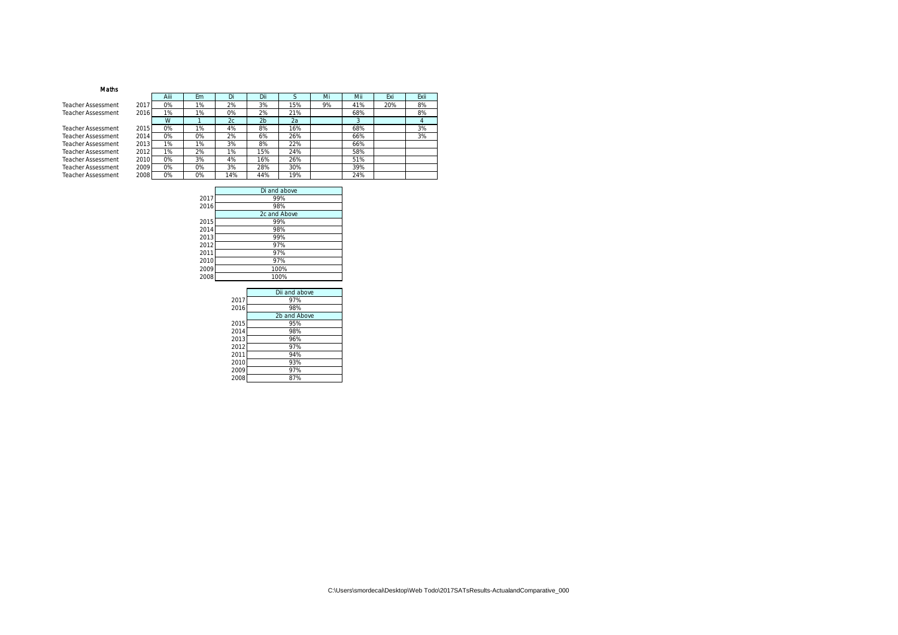**Maths**

| | | Aiii | Em | Di | Dii | S | Mi | Mii | Exi | Exii |
|---|---|---|---|---|---|---|---|---|---|---|
| Teacher Assessment | 2017 | 0% | 1% | 2% | 3% | 15% | 9% | 41% | 20% | 8% |
| Teacher Assessment | 2016 | 1% | 1% | 0% | 2% | 21% | | 68% | | 8% |
| | | W | 1 | 2c | 2b | 2a | | 3 | | 4 |
| Teacher Assessment | 2015 | 0% | 1% | 4% | 8% | 16% | | 68% | | 3% |
| Teacher Assessment | 2014 | 0% | 0% | 2% | 6% | 26% | | 66% | | 3% |
| Teacher Assessment | 2013 | 1% | 1% | 3% | 8% | 22% | | 66% | | |
| Teacher Assessment | 2012 | 1% | 2% | 1% | 15% | 24% | | 58% | | |
| Teacher Assessment | 2010 | 0% | 3% | 4% | 16% | 26% | | 51% | | |
| Teacher Assessment | 2009 | 0% | 0% | 3% | 28% | 30% | | 39% | | |
| Teacher Assessment | 2008 | 0% | 0% | 14% | 44% | 19% | | 24% | | |

| | Di and above |
|---|---|
| 2017 | 99% |
| 2016 | 98% |
| | 2c and Above |
| 2015 | 99% |
| 2014 | 98% |
| 2013 | 99% |
| 2012 | 97% |
| 2011 | 97% |
| 2010 | 97% |
| 2009 | 100% |
| 2008 | 100% |

| | Dii and above |
|---|---|
| 2017 | 97% |
| 2016 | 98% |
| | 2b and Above |
| 2015 | 95% |
| 2014 | 98% |
| 2013 | 96% |
| 2012 | 97% |
| 2011 | 94% |
| 2010 | 93% |
| 2009 | 97% |
| 2008 | 87% |

C:\Users\smordecai\Desktop\Web Todo\2017SATsResults-ActualandComparative_000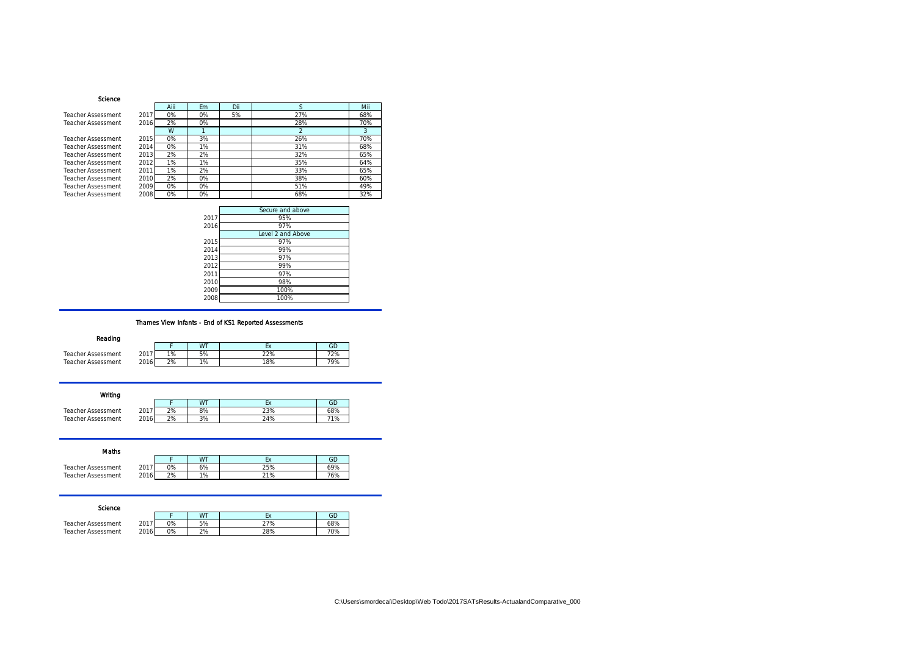### Science

| | | Aiii | Em | Dii | S | Mii |
|---|---|---|---|---|---|---|
| Teacher Assessment | 2017 | 0% | 0% | 5% | 27% | 68% |
| Teacher Assessment | 2016 | 2% | 0% | | 28% | 70% |
| | | W | 1 | | 2 | 3 |
| Teacher Assessment | 2015 | 0% | 3% | | 26% | 70% |
| Teacher Assessment | 2014 | 0% | 1% | | 31% | 68% |
| Teacher Assessment | 2013 | 2% | 2% | | 32% | 65% |
| Teacher Assessment | 2012 | 1% | 1% | | 35% | 64% |
| Teacher Assessment | 2011 | 1% | 2% | | 33% | 65% |
| Teacher Assessment | 2010 | 2% | 0% | | 38% | 60% |
| Teacher Assessment | 2009 | 0% | 0% | | 51% | 49% |
| Teacher Assessment | 2008 | 0% | 0% | | 68% | 32% |

| | Secure and above |
|---|---|
| 2017 | 95% |
| 2016 | 97% |
| | Level 2 and Above |
| 2015 | 97% |
| 2014 | 99% |
| 2013 | 97% |
| 2012 | 99% |
| 2011 | 97% |
| 2010 | 98% |
| 2009 | 100% |
| 2008 | 100% |

## Thames View Infants - End of KS1 Reported Assessments

### Reading

| | | F | WT | Ex | GD |
|---|---|---|---|---|---|
| Teacher Assessment | 2017 | 1% | 5% | 22% | 72% |
| Teacher Assessment | 2016 | 2% | 1% | 18% | 79% |

### Writing

| | | F | WT | Ex | GD |
|---|---|---|---|---|---|
| Teacher Assessment | 2017 | 2% | 8% | 23% | 68% |
| Teacher Assessment | 2016 | 2% | 3% | 24% | 71% |

### Maths

| | | F | WT | Ex | GD |
|---|---|---|---|---|---|
| Teacher Assessment | 2017 | 0% | 6% | 25% | 69% |
| Teacher Assessment | 2016 | 2% | 1% | 21% | 76% |

### Science

| | | F | WT | Ex | GD |
|---|---|---|---|---|---|
| Teacher Assessment | 2017 | 0% | 5% | 27% | 68% |
| Teacher Assessment | 2016 | 0% | 2% | 28% | 70% |